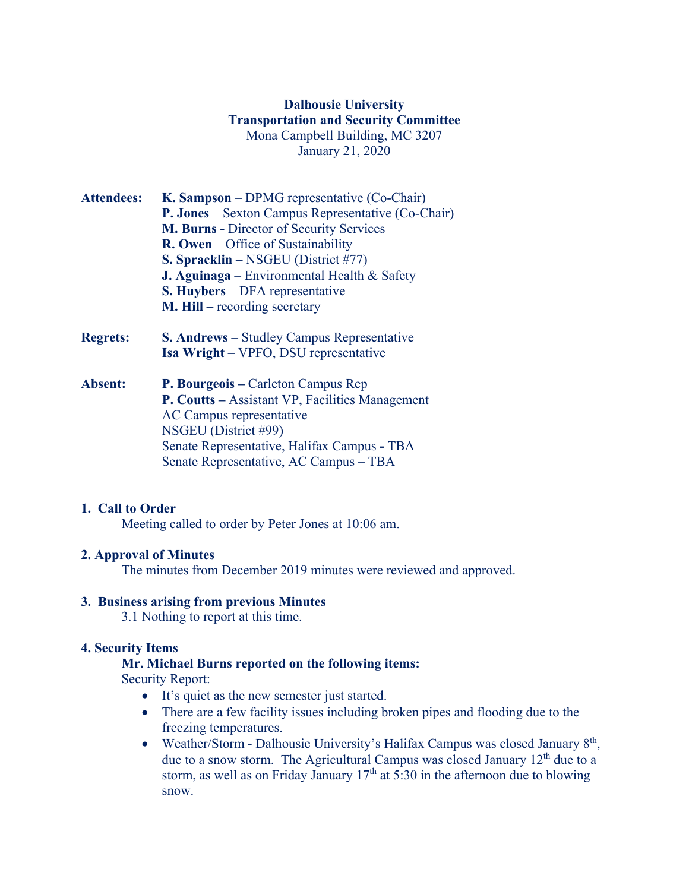**Dalhousie University**
**Transportation and Security Committee**
Mona Campbell Building, MC 3207
January 21, 2020

**Attendees:**
**K. Sampson** – DPMG representative (Co-Chair)
**P. Jones** – Sexton Campus Representative (Co-Chair)
**M. Burns -** Director of Security Services
**R. Owen** – Office of Sustainability
**S. Spracklin –** NSGEU (District #77)
**J. Aguinaga** – Environmental Health & Safety
**S. Huybers** – DFA representative
**M. Hill –** recording secretary

**Regrets:**
**S. Andrews** – Studley Campus Representative
**Isa Wright** – VPFO, DSU representative

**Absent:**
**P. Bourgeois –** Carleton Campus Rep
**P. Coutts –** Assistant VP, Facilities Management
AC Campus representative
NSGEU (District #99)
Senate Representative, Halifax Campus - TBA
Senate Representative, AC Campus – TBA

## 1. Call to Order

Meeting called to order by Peter Jones at 10:06 am.

## 2. Approval of Minutes

The minutes from December 2019 minutes were reviewed and approved.

## 3. Business arising from previous Minutes

3.1 Nothing to report at this time.

## 4. Security Items

**Mr. Michael Burns reported on the following items:**

<u>Security Report:</u>

- It's quiet as the new semester just started.
- There are a few facility issues including broken pipes and flooding due to the freezing temperatures.
- Weather/Storm - Dalhousie University's Halifax Campus was closed January 8th, due to a snow storm. The Agricultural Campus was closed January 12th due to a storm, as well as on Friday January 17th at 5:30 in the afternoon due to blowing snow.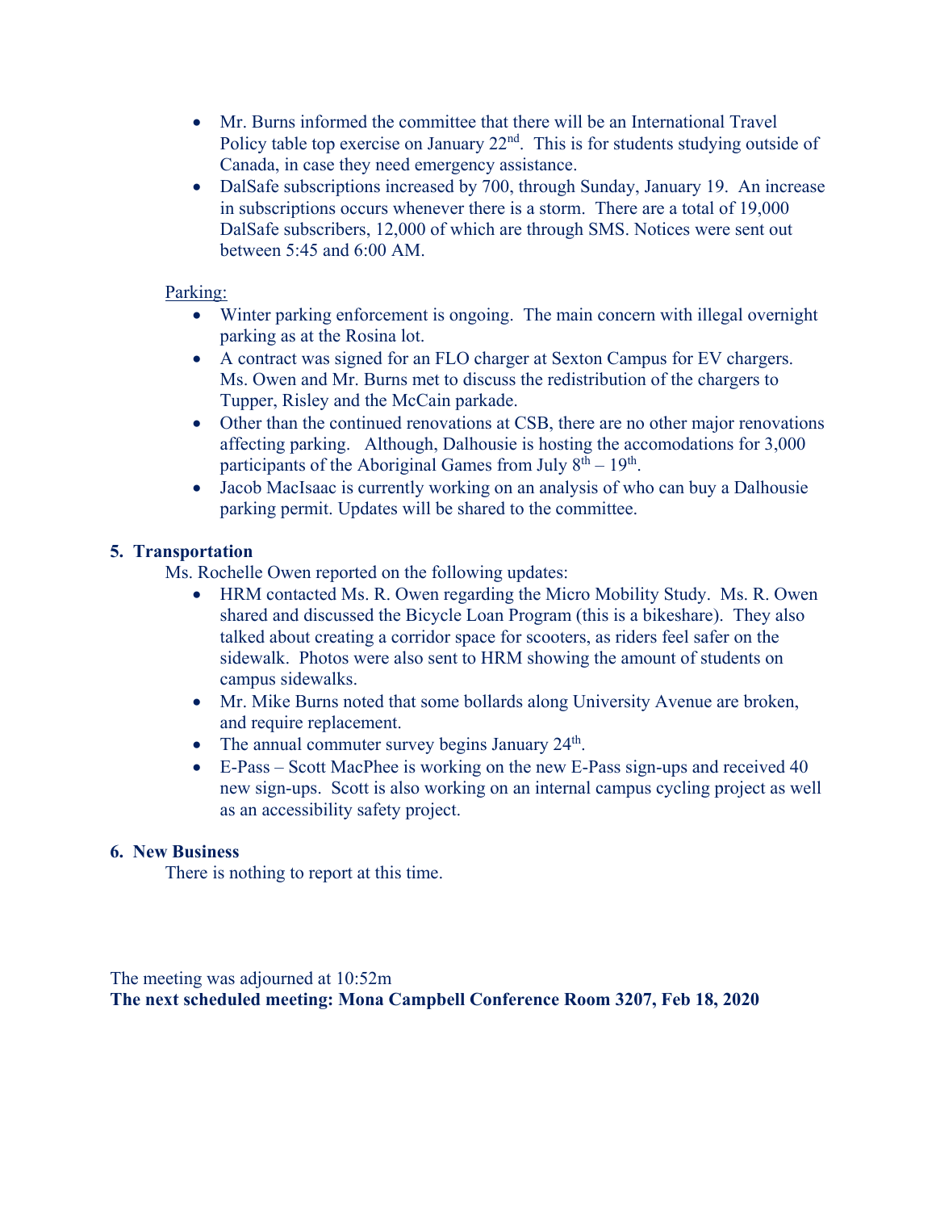- Mr. Burns informed the committee that there will be an International Travel Policy table top exercise on January 22nd. This is for students studying outside of Canada, in case they need emergency assistance.
- DalSafe subscriptions increased by 700, through Sunday, January 19. An increase in subscriptions occurs whenever there is a storm. There are a total of 19,000 DalSafe subscribers, 12,000 of which are through SMS. Notices were sent out between 5:45 and 6:00 AM.

Parking:

- Winter parking enforcement is ongoing. The main concern with illegal overnight parking as at the Rosina lot.
- A contract was signed for an FLO charger at Sexton Campus for EV chargers. Ms. Owen and Mr. Burns met to discuss the redistribution of the chargers to Tupper, Risley and the McCain parkade.
- Other than the continued renovations at CSB, there are no other major renovations affecting parking. Although, Dalhousie is hosting the accomodations for 3,000 participants of the Aboriginal Games from July 8th – 19th.
- Jacob MacIsaac is currently working on an analysis of who can buy a Dalhousie parking permit. Updates will be shared to the committee.

**5. Transportation**

Ms. Rochelle Owen reported on the following updates:

- HRM contacted Ms. R. Owen regarding the Micro Mobility Study. Ms. R. Owen shared and discussed the Bicycle Loan Program (this is a bikeshare). They also talked about creating a corridor space for scooters, as riders feel safer on the sidewalk. Photos were also sent to HRM showing the amount of students on campus sidewalks.
- Mr. Mike Burns noted that some bollards along University Avenue are broken, and require replacement.
- The annual commuter survey begins January 24th.
- E-Pass – Scott MacPhee is working on the new E-Pass sign-ups and received 40 new sign-ups. Scott is also working on an internal campus cycling project as well as an accessibility safety project.

**6. New Business**

There is nothing to report at this time.

The meeting was adjourned at 10:52m

**The next scheduled meeting: Mona Campbell Conference Room 3207, Feb 18, 2020**